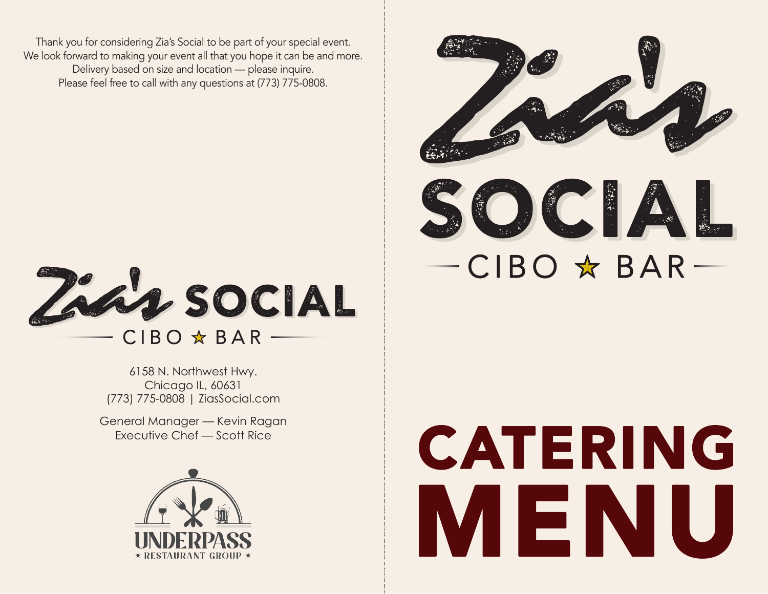Thank you for considering Zia's Social to be part of your special event.
We look forward to making your event all that you hope it can be and more.
Delivery based on size and location — please inquire.
Please feel free to call with any questions at (773) 775-0808.

Zia's SOCIAL
CIBO ★ BAR

6158 N. Northwest Hwy.
Chicago IL, 60631
(773) 775-0808 | ZiasSocial.com

General Manager — Kevin Ragan
Executive Chef — Scott Rice

UNDERPASS
★ RESTAURANT GROUP ★

# Zia's SOCIAL

CIBO ★ BAR

# CATERING MENU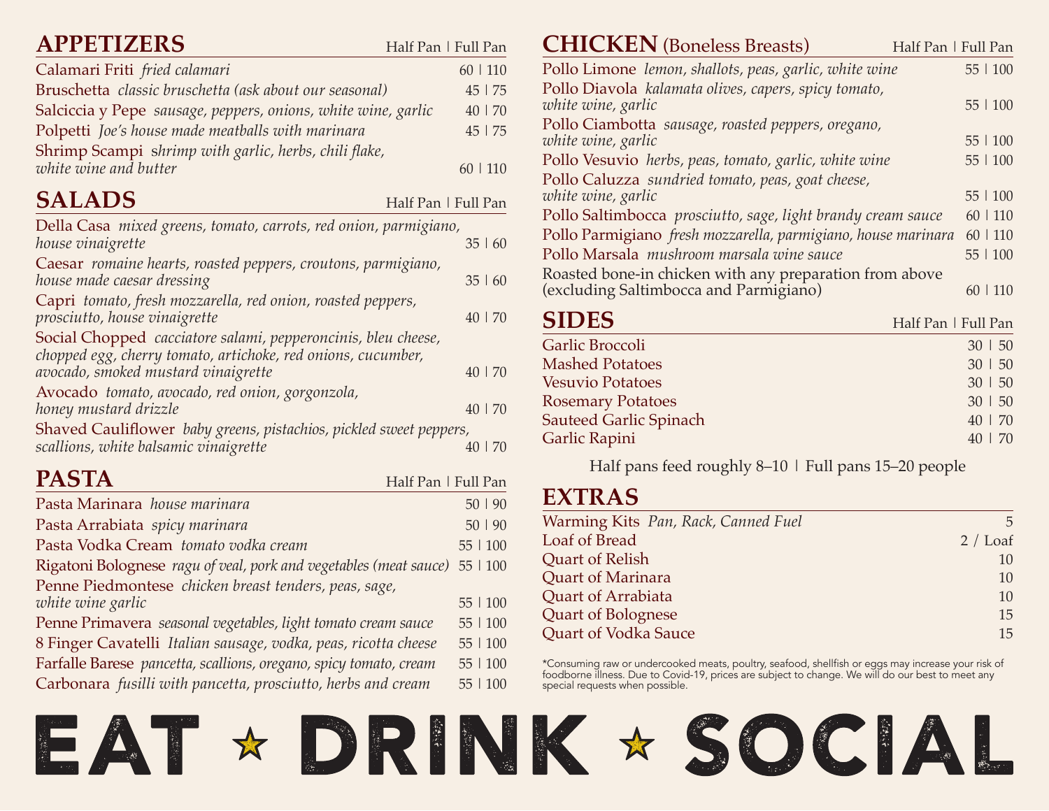## APPETIZERS

| | Half Pan \| Full Pan |
|---|---|
| Calamari Friti *fried calamari* | 60 \| 110 |
| Bruschetta *classic bruschetta (ask about our seasonal)* | 45 \| 75 |
| Salciccia y Pepe *sausage, peppers, onions, white wine, garlic* | 40 \| 70 |
| Polpetti *Joe's house made meatballs with marinara* | 45 \| 75 |
| Shrimp Scampi *shrimp with garlic, herbs, chili flake, white wine and butter* | 60 \| 110 |

## SALADS

| | Half Pan \| Full Pan |
|---|---|
| Della Casa *mixed greens, tomato, carrots, red onion, parmigiano, house vinaigrette* | 35 \| 60 |
| Caesar *romaine hearts, roasted peppers, croutons, parmigiano, house made caesar dressing* | 35 \| 60 |
| Capri *tomato, fresh mozzarella, red onion, roasted peppers, prosciutto, house vinaigrette* | 40 \| 70 |
| Social Chopped *cacciatore salami, pepperoncinis, bleu cheese, chopped egg, cherry tomato, artichoke, red onions, cucumber, avocado, smoked mustard vinaigrette* | 40 \| 70 |
| Avocado *tomato, avocado, red onion, gorgonzola, honey mustard drizzle* | 40 \| 70 |
| Shaved Cauliflower *baby greens, pistachios, pickled sweet peppers, scallions, white balsamic vinaigrette* | 40 \| 70 |

## PASTA

| | Half Pan \| Full Pan |
|---|---|
| Pasta Marinara *house marinara* | 50 \| 90 |
| Pasta Arrabiata *spicy marinara* | 50 \| 90 |
| Pasta Vodka Cream *tomato vodka cream* | 55 \| 100 |
| Rigatoni Bolognese *ragu of veal, pork and vegetables (meat sauce)* | 55 \| 100 |
| Penne Piedmontese *chicken breast tenders, peas, sage, white wine garlic* | 55 \| 100 |
| Penne Primavera *seasonal vegetables, light tomato cream sauce* | 55 \| 100 |
| 8 Finger Cavatelli *Italian sausage, vodka, peas, ricotta cheese* | 55 \| 100 |
| Farfalle Barese *pancetta, scallions, oregano, spicy tomato, cream* | 55 \| 100 |
| Carbonara *fusilli with pancetta, prosciutto, herbs and cream* | 55 \| 100 |

## CHICKEN (Boneless Breasts)

| | Half Pan \| Full Pan |
|---|---|
| Pollo Limone *lemon, shallots, peas, garlic, white wine* | 55 \| 100 |
| Pollo Diavola *kalamata olives, capers, spicy tomato, white wine, garlic* | 55 \| 100 |
| Pollo Ciambotta *sausage, roasted peppers, oregano, white wine, garlic* | 55 \| 100 |
| Pollo Vesuvio *herbs, peas, tomato, garlic, white wine* | 55 \| 100 |
| Pollo Caluzza *sundried tomato, peas, goat cheese, white wine, garlic* | 55 \| 100 |
| Pollo Saltimbocca *prosciutto, sage, light brandy cream sauce* | 60 \| 110 |
| Pollo Parmigiano *fresh mozzarella, parmigiano, house marinara* | 60 \| 110 |
| Pollo Marsala *mushroom marsala wine sauce* | 55 \| 100 |
| Roasted bone-in chicken with any preparation from above (excluding Saltimbocca and Parmigiano) | 60 \| 110 |

## SIDES

| | Half Pan \| Full Pan |
|---|---|
| Garlic Broccoli | 30 \| 50 |
| Mashed Potatoes | 30 \| 50 |
| Vesuvio Potatoes | 30 \| 50 |
| Rosemary Potatoes | 30 \| 50 |
| Sauteed Garlic Spinach | 40 \| 70 |
| Garlic Rapini | 40 \| 70 |

Half pans feed roughly 8–10 | Full pans 15–20 people

## EXTRAS

| | |
|---|---|
| Warming Kits *Pan, Rack, Canned Fuel* | 5 |
| Loaf of Bread | 2 / Loaf |
| Quart of Relish | 10 |
| Quart of Marinara | 10 |
| Quart of Arrabiata | 10 |
| Quart of Bolognese | 15 |
| Quart of Vodka Sauce | 15 |

*Consuming raw or undercooked meats, poultry, seafood, shellfish or eggs may increase your risk of foodborne illness. Due to Covid-19, prices are subject to change. We will do our best to meet any special requests when possible.

EAT ★ DRINK ★ SOCIAL